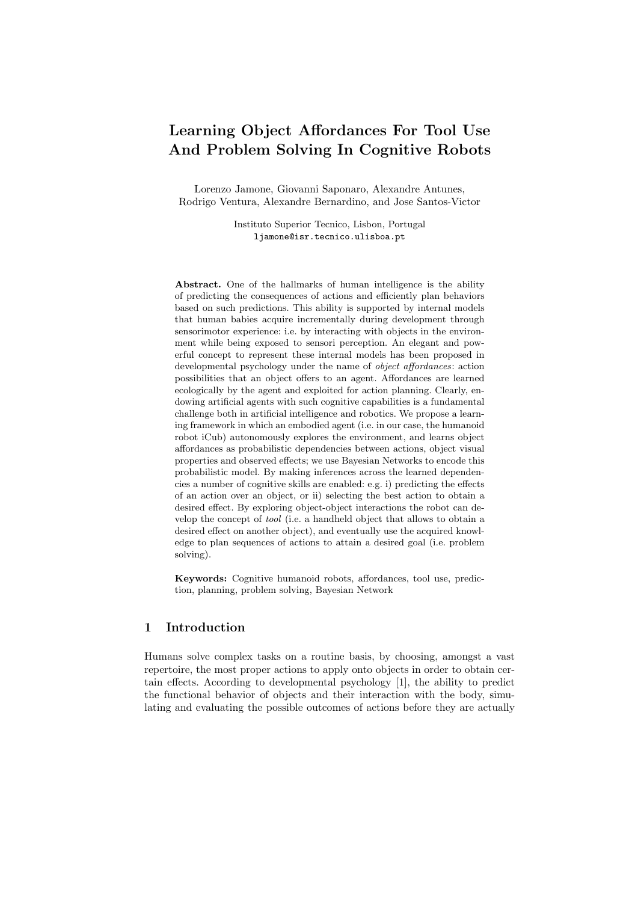# Learning Object Affordances For Tool Use And Problem Solving In Cognitive Robots

Lorenzo Jamone, Giovanni Saponaro, Alexandre Antunes,
Rodrigo Ventura, Alexandre Bernardino, and Jose Santos-Victor

Instituto Superior Tecnico, Lisbon, Portugal
ljamone@isr.tecnico.ulisboa.pt

**Abstract.** One of the hallmarks of human intelligence is the ability of predicting the consequences of actions and efficiently plan behaviors based on such predictions. This ability is supported by internal models that human babies acquire incrementally during development through sensorimotor experience: i.e. by interacting with objects in the environment while being exposed to sensori perception. An elegant and powerful concept to represent these internal models has been proposed in developmental psychology under the name of *object affordances*: action possibilities that an object offers to an agent. Affordances are learned ecologically by the agent and exploited for action planning. Clearly, endowing artificial agents with such cognitive capabilities is a fundamental challenge both in artificial intelligence and robotics. We propose a learning framework in which an embodied agent (i.e. in our case, the humanoid robot iCub) autonomously explores the environment, and learns object affordances as probabilistic dependencies between actions, object visual properties and observed effects; we use Bayesian Networks to encode this probabilistic model. By making inferences across the learned dependencies a number of cognitive skills are enabled: e.g. i) predicting the effects of an action over an object, or ii) selecting the best action to obtain a desired effect. By exploring object-object interactions the robot can develop the concept of *tool* (i.e. a handheld object that allows to obtain a desired effect on another object), and eventually use the acquired knowledge to plan sequences of actions to attain a desired goal (i.e. problem solving).

**Keywords:** Cognitive humanoid robots, affordances, tool use, prediction, planning, problem solving, Bayesian Network

## 1 Introduction

Humans solve complex tasks on a routine basis, by choosing, amongst a vast repertoire, the most proper actions to apply onto objects in order to obtain certain effects. According to developmental psychology [1], the ability to predict the functional behavior of objects and their interaction with the body, simulating and evaluating the possible outcomes of actions before they are actually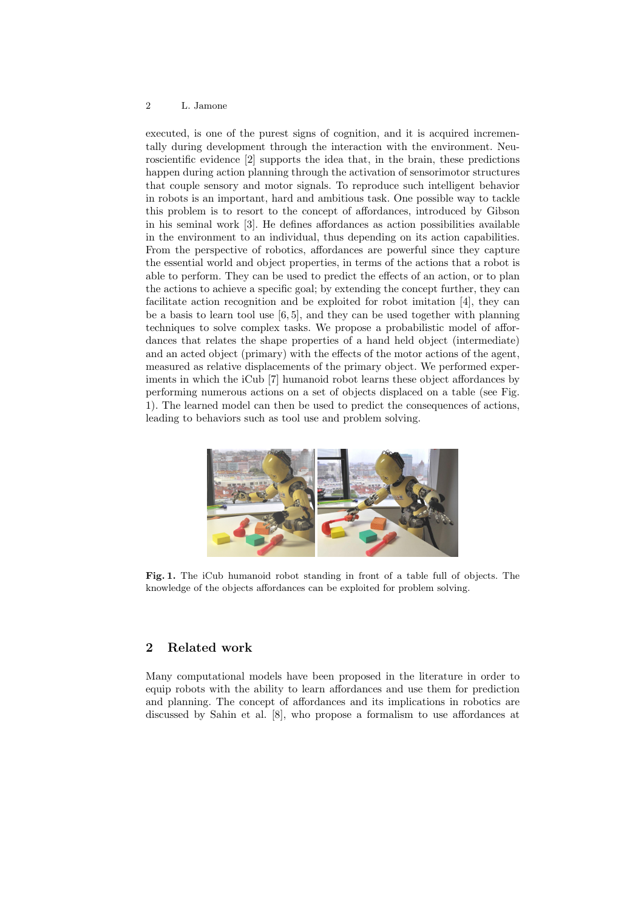executed, is one of the purest signs of cognition, and it is acquired incrementally during development through the interaction with the environment. Neuroscientific evidence [2] supports the idea that, in the brain, these predictions happen during action planning through the activation of sensorimotor structures that couple sensory and motor signals. To reproduce such intelligent behavior in robots is an important, hard and ambitious task. One possible way to tackle this problem is to resort to the concept of affordances, introduced by Gibson in his seminal work [3]. He defines affordances as action possibilities available in the environment to an individual, thus depending on its action capabilities. From the perspective of robotics, affordances are powerful since they capture the essential world and object properties, in terms of the actions that a robot is able to perform. They can be used to predict the effects of an action, or to plan the actions to achieve a specific goal; by extending the concept further, they can facilitate action recognition and be exploited for robot imitation [4], they can be a basis to learn tool use [6, 5], and they can be used together with planning techniques to solve complex tasks. We propose a probabilistic model of affordances that relates the shape properties of a hand held object (intermediate) and an acted object (primary) with the effects of the motor actions of the agent, measured as relative displacements of the primary object. We performed experiments in which the iCub [7] humanoid robot learns these object affordances by performing numerous actions on a set of objects displaced on a table (see Fig. 1). The learned model can then be used to predict the consequences of actions, leading to behaviors such as tool use and problem solving.

**Fig. 1.** The iCub humanoid robot standing in front of a table full of objects. The knowledge of the objects affordances can be exploited for problem solving.

## 2 Related work

Many computational models have been proposed in the literature in order to equip robots with the ability to learn affordances and use them for prediction and planning. The concept of affordances and its implications in robotics are discussed by Sahin et al. [8], who propose a formalism to use affordances at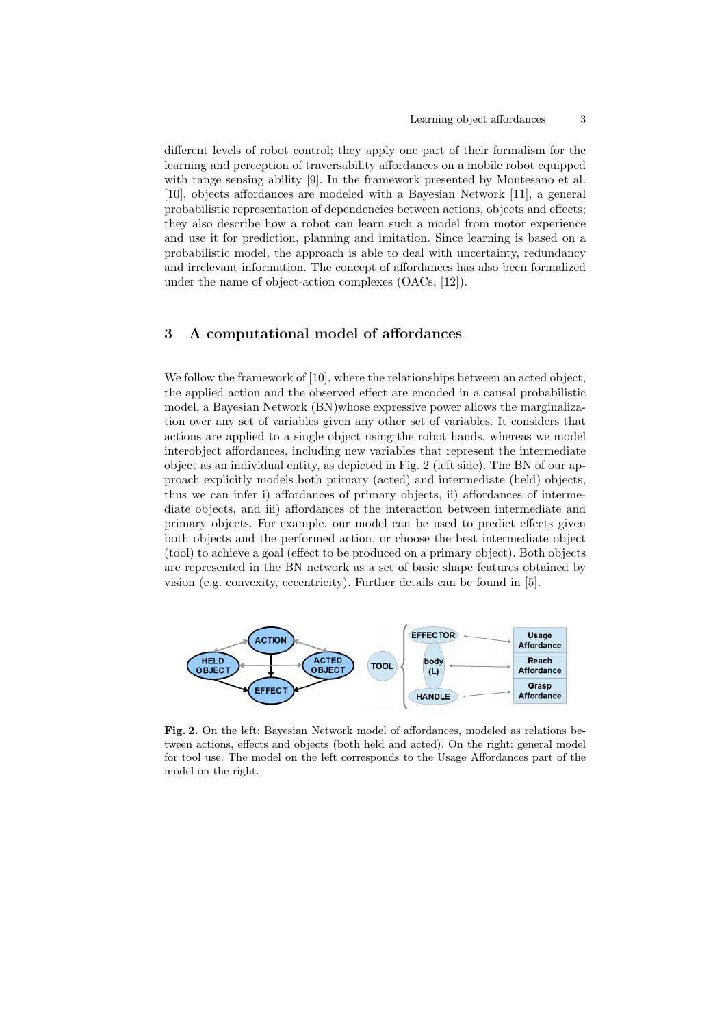different levels of robot control; they apply one part of their formalism for the learning and perception of traversability affordances on a mobile robot equipped with range sensing ability [9]. In the framework presented by Montesano et al. [10], objects affordances are modeled with a Bayesian Network [11], a general probabilistic representation of dependencies between actions, objects and effects; they also describe how a robot can learn such a model from motor experience and use it for prediction, planning and imitation. Since learning is based on a probabilistic model, the approach is able to deal with uncertainty, redundancy and irrelevant information. The concept of affordances has also been formalized under the name of object-action complexes (OACs, [12]).

## 3 A computational model of affordances

We follow the framework of [10], where the relationships between an acted object, the applied action and the observed effect are encoded in a causal probabilistic model, a Bayesian Network (BN)whose expressive power allows the marginalization over any set of variables given any other set of variables. It considers that actions are applied to a single object using the robot hands, whereas we model interobject affordances, including new variables that represent the intermediate object as an individual entity, as depicted in Fig. 2 (left side). The BN of our approach explicitly models both primary (acted) and intermediate (held) objects, thus we can infer i) affordances of primary objects, ii) affordances of intermediate objects, and iii) affordances of the interaction between intermediate and primary objects. For example, our model can be used to predict effects given both objects and the performed action, or choose the best intermediate object (tool) to achieve a goal (effect to be produced on a primary object). Both objects are represented in the BN network as a set of basic shape features obtained by vision (e.g. convexity, eccentricity). Further details can be found in [5].

**Fig. 2.** On the left: Bayesian Network model of affordances, modeled as relations between actions, effects and objects (both held and acted). On the right: general model for tool use. The model on the left corresponds to the Usage Affordances part of the model on the right.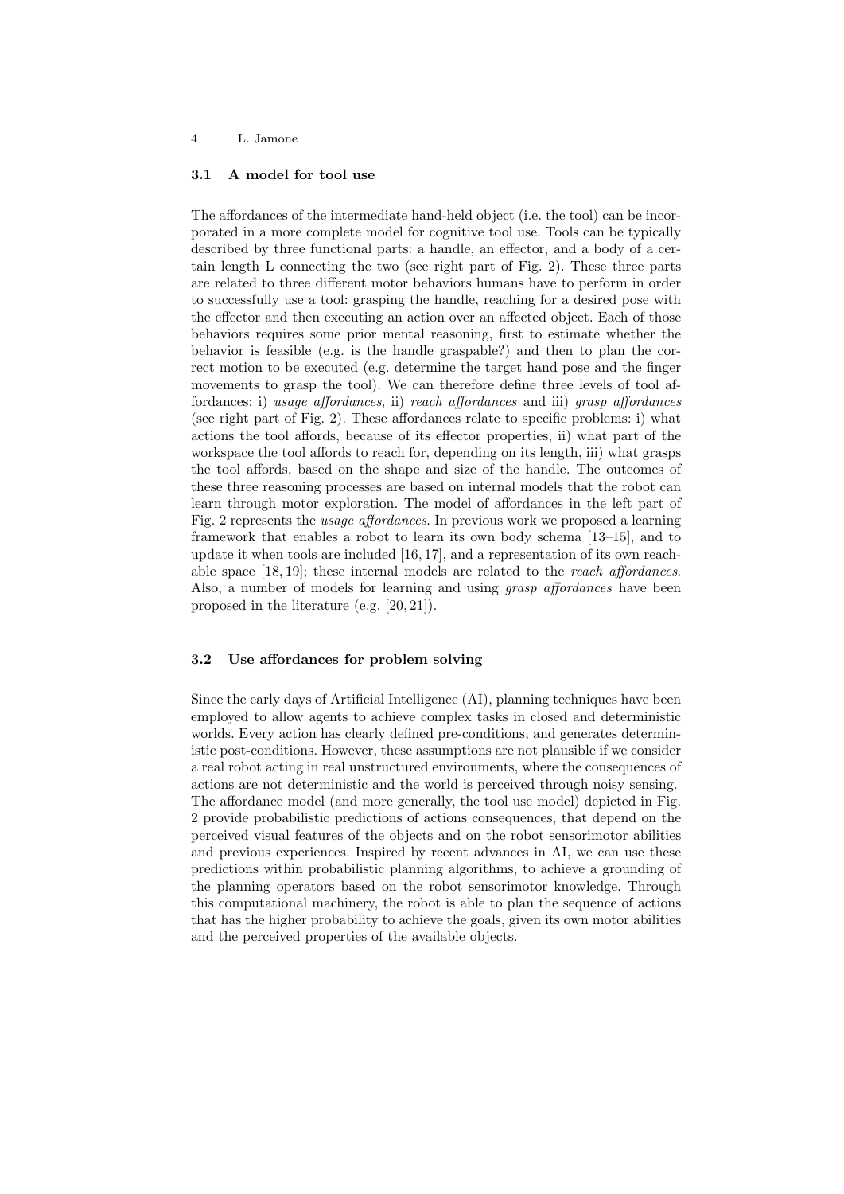### 3.1 A model for tool use

The affordances of the intermediate hand-held object (i.e. the tool) can be incorporated in a more complete model for cognitive tool use. Tools can be typically described by three functional parts: a handle, an effector, and a body of a certain length L connecting the two (see right part of Fig. 2). These three parts are related to three different motor behaviors humans have to perform in order to successfully use a tool: grasping the handle, reaching for a desired pose with the effector and then executing an action over an affected object. Each of those behaviors requires some prior mental reasoning, first to estimate whether the behavior is feasible (e.g. is the handle graspable?) and then to plan the correct motion to be executed (e.g. determine the target hand pose and the finger movements to grasp the tool). We can therefore define three levels of tool affordances: i) *usage affordances*, ii) *reach affordances* and iii) *grasp affordances* (see right part of Fig. 2). These affordances relate to specific problems: i) what actions the tool affords, because of its effector properties, ii) what part of the workspace the tool affords to reach for, depending on its length, iii) what grasps the tool affords, based on the shape and size of the handle. The outcomes of these three reasoning processes are based on internal models that the robot can learn through motor exploration. The model of affordances in the left part of Fig. 2 represents the *usage affordances*. In previous work we proposed a learning framework that enables a robot to learn its own body schema [13–15], and to update it when tools are included [16, 17], and a representation of its own reachable space [18, 19]; these internal models are related to the *reach affordances*. Also, a number of models for learning and using *grasp affordances* have been proposed in the literature (e.g. [20, 21]).

### 3.2 Use affordances for problem solving

Since the early days of Artificial Intelligence (AI), planning techniques have been employed to allow agents to achieve complex tasks in closed and deterministic worlds. Every action has clearly defined pre-conditions, and generates deterministic post-conditions. However, these assumptions are not plausible if we consider a real robot acting in real unstructured environments, where the consequences of actions are not deterministic and the world is perceived through noisy sensing. The affordance model (and more generally, the tool use model) depicted in Fig. 2 provide probabilistic predictions of actions consequences, that depend on the perceived visual features of the objects and on the robot sensorimotor abilities and previous experiences. Inspired by recent advances in AI, we can use these predictions within probabilistic planning algorithms, to achieve a grounding of the planning operators based on the robot sensorimotor knowledge. Through this computational machinery, the robot is able to plan the sequence of actions that has the higher probability to achieve the goals, given its own motor abilities and the perceived properties of the available objects.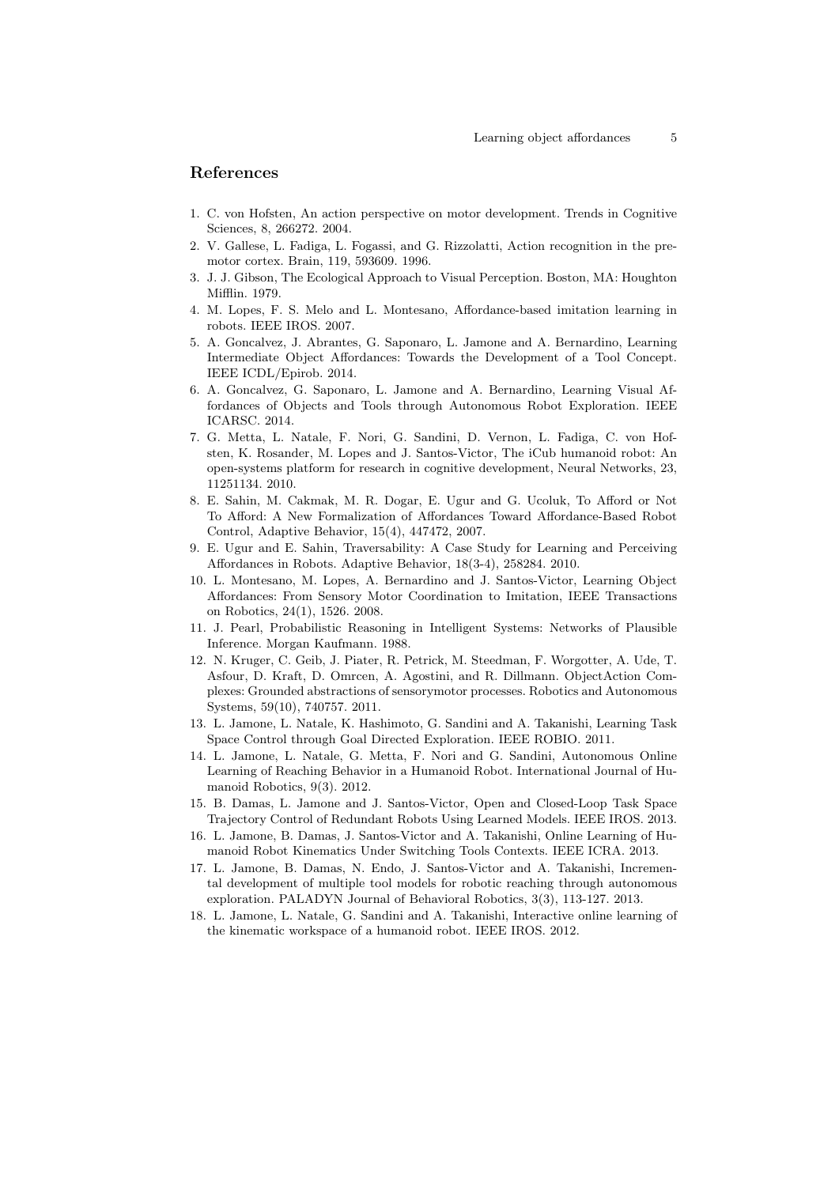## References

1. C. von Hofsten, An action perspective on motor development. Trends in Cognitive Sciences, 8, 266272. 2004.
2. V. Gallese, L. Fadiga, L. Fogassi, and G. Rizzolatti, Action recognition in the premotor cortex. Brain, 119, 593609. 1996.
3. J. J. Gibson, The Ecological Approach to Visual Perception. Boston, MA: Houghton Mifflin. 1979.
4. M. Lopes, F. S. Melo and L. Montesano, Affordance-based imitation learning in robots. IEEE IROS. 2007.
5. A. Goncalvez, J. Abrantes, G. Saponaro, L. Jamone and A. Bernardino, Learning Intermediate Object Affordances: Towards the Development of a Tool Concept. IEEE ICDL/Epirob. 2014.
6. A. Goncalvez, G. Saponaro, L. Jamone and A. Bernardino, Learning Visual Affordances of Objects and Tools through Autonomous Robot Exploration. IEEE ICARSC. 2014.
7. G. Metta, L. Natale, F. Nori, G. Sandini, D. Vernon, L. Fadiga, C. von Hofsten, K. Rosander, M. Lopes and J. Santos-Victor, The iCub humanoid robot: An open-systems platform for research in cognitive development, Neural Networks, 23, 11251134. 2010.
8. E. Sahin, M. Cakmak, M. R. Dogar, E. Ugur and G. Ucoluk, To Afford or Not To Afford: A New Formalization of Affordances Toward Affordance-Based Robot Control, Adaptive Behavior, 15(4), 447472, 2007.
9. E. Ugur and E. Sahin, Traversability: A Case Study for Learning and Perceiving Affordances in Robots. Adaptive Behavior, 18(3-4), 258284. 2010.
10. L. Montesano, M. Lopes, A. Bernardino and J. Santos-Victor, Learning Object Affordances: From Sensory Motor Coordination to Imitation, IEEE Transactions on Robotics, 24(1), 1526. 2008.
11. J. Pearl, Probabilistic Reasoning in Intelligent Systems: Networks of Plausible Inference. Morgan Kaufmann. 1988.
12. N. Kruger, C. Geib, J. Piater, R. Petrick, M. Steedman, F. Worgotter, A. Ude, T. Asfour, D. Kraft, D. Omrcen, A. Agostini, and R. Dillmann. ObjectAction Complexes: Grounded abstractions of sensorymotor processes. Robotics and Autonomous Systems, 59(10), 740757. 2011.
13. L. Jamone, L. Natale, K. Hashimoto, G. Sandini and A. Takanishi, Learning Task Space Control through Goal Directed Exploration. IEEE ROBIO. 2011.
14. L. Jamone, L. Natale, G. Metta, F. Nori and G. Sandini, Autonomous Online Learning of Reaching Behavior in a Humanoid Robot. International Journal of Humanoid Robotics, 9(3). 2012.
15. B. Damas, L. Jamone and J. Santos-Victor, Open and Closed-Loop Task Space Trajectory Control of Redundant Robots Using Learned Models. IEEE IROS. 2013.
16. L. Jamone, B. Damas, J. Santos-Victor and A. Takanishi, Online Learning of Humanoid Robot Kinematics Under Switching Tools Contexts. IEEE ICRA. 2013.
17. L. Jamone, B. Damas, N. Endo, J. Santos-Victor and A. Takanishi, Incremental development of multiple tool models for robotic reaching through autonomous exploration. PALADYN Journal of Behavioral Robotics, 3(3), 113-127. 2013.
18. L. Jamone, L. Natale, G. Sandini and A. Takanishi, Interactive online learning of the kinematic workspace of a humanoid robot. IEEE IROS. 2012.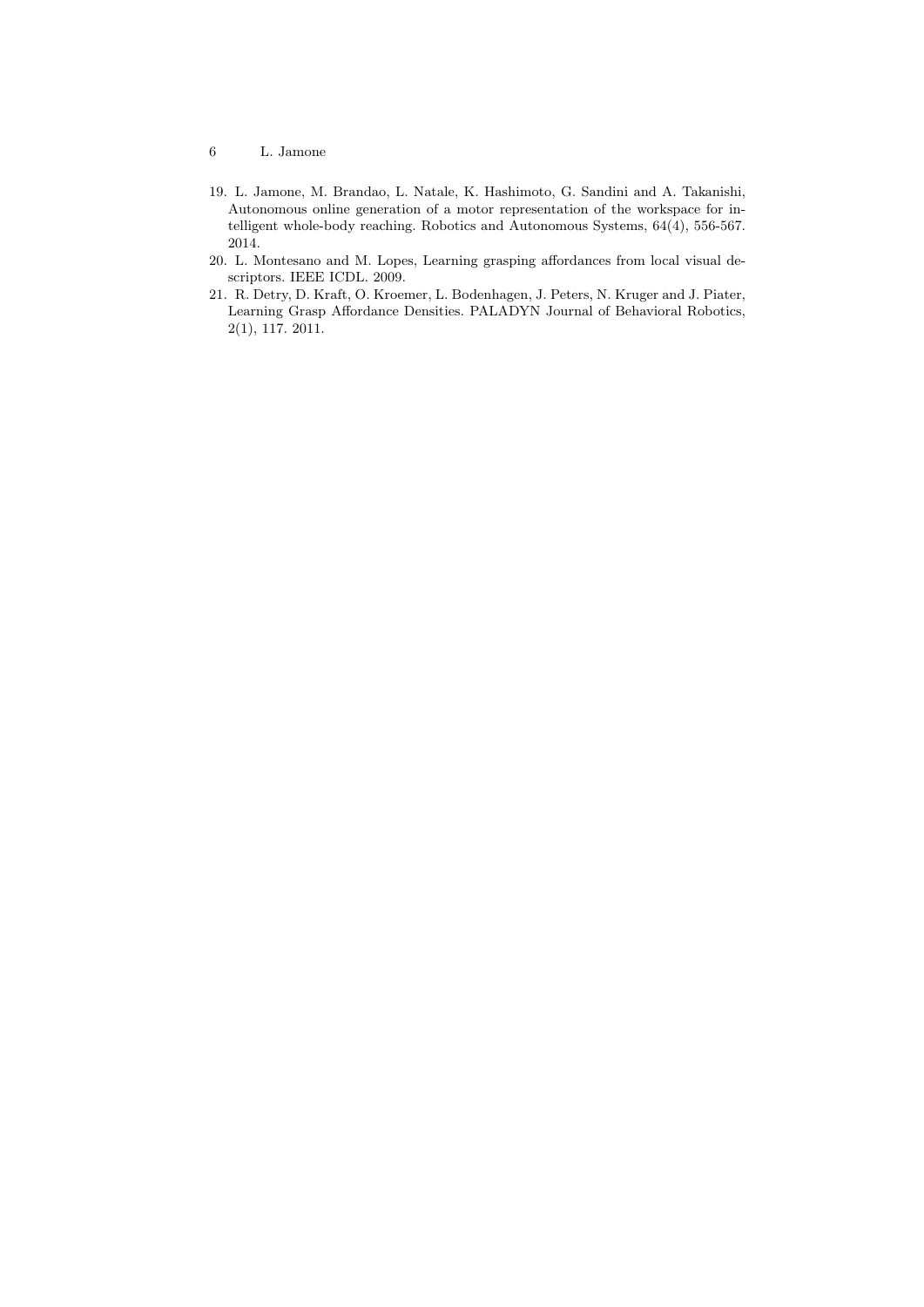19. L. Jamone, M. Brandao, L. Natale, K. Hashimoto, G. Sandini and A. Takanishi, Autonomous online generation of a motor representation of the workspace for intelligent whole-body reaching. Robotics and Autonomous Systems, 64(4), 556-567. 2014.
20. L. Montesano and M. Lopes, Learning grasping affordances from local visual descriptors. IEEE ICDL. 2009.
21. R. Detry, D. Kraft, O. Kroemer, L. Bodenhagen, J. Peters, N. Kruger and J. Piater, Learning Grasp Affordance Densities. PALADYN Journal of Behavioral Robotics, 2(1), 117. 2011.